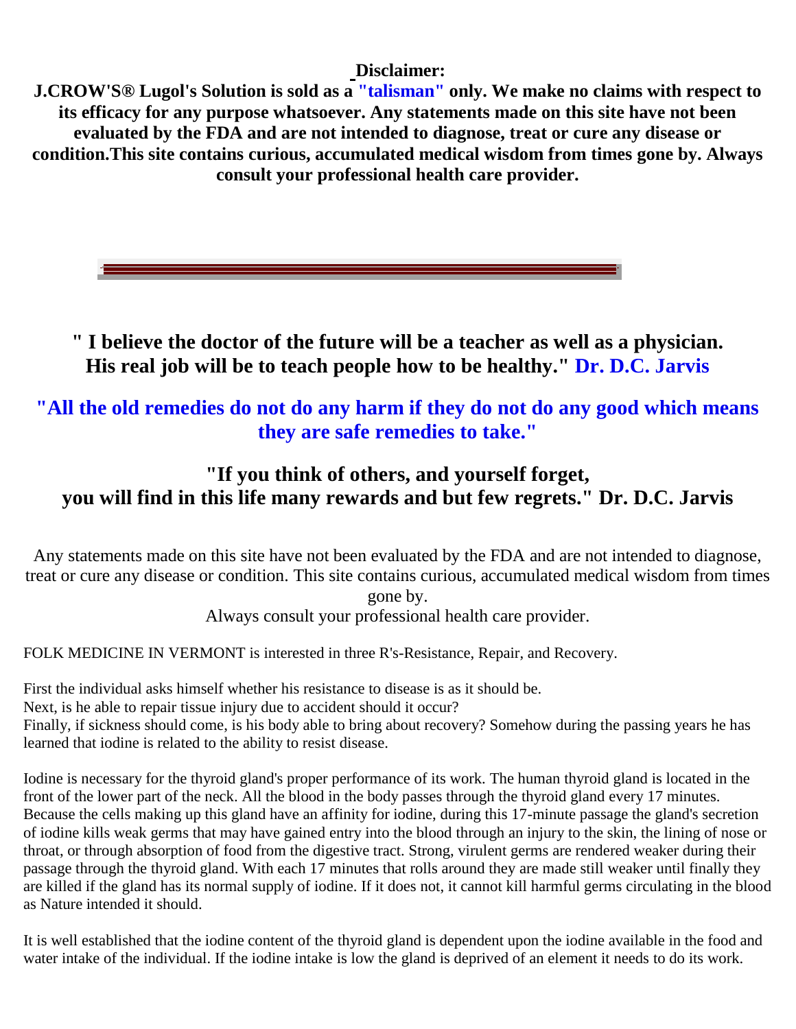**Disclaimer:**

**J.CROW'S® Lugol's Solution is sold as a "talisman" only. We make no claims with respect to its efficacy for any purpose whatsoever. Any statements made on this site have not been evaluated by the FDA and are not intended to diagnose, treat or cure any disease or condition.This site contains curious, accumulated medical wisdom from times gone by. Always consult your professional health care provider.**

---

## " I believe the doctor of the future will be a teacher as well as a physician. His real job will be to teach people how to be healthy." Dr. D.C. Jarvis

## "All the old remedies do not do any harm if they do not do any good which means they are safe remedies to take."

## "If you think of others, and yourself forget, you will find in this life many rewards and but few regrets." Dr. D.C. Jarvis

Any statements made on this site have not been evaluated by the FDA and are not intended to diagnose, treat or cure any disease or condition. This site contains curious, accumulated medical wisdom from times gone by.
Always consult your professional health care provider.

FOLK MEDICINE IN VERMONT is interested in three R's-Resistance, Repair, and Recovery.

First the individual asks himself whether his resistance to disease is as it should be.
Next, is he able to repair tissue injury due to accident should it occur?
Finally, if sickness should come, is his body able to bring about recovery? Somehow during the passing years he has learned that iodine is related to the ability to resist disease.

Iodine is necessary for the thyroid gland's proper performance of its work. The human thyroid gland is located in the front of the lower part of the neck. All the blood in the body passes through the thyroid gland every 17 minutes. Because the cells making up this gland have an affinity for iodine, during this 17-minute passage the gland's secretion of iodine kills weak germs that may have gained entry into the blood through an injury to the skin, the lining of nose or throat, or through absorption of food from the digestive tract. Strong, virulent germs are rendered weaker during their passage through the thyroid gland. With each 17 minutes that rolls around they are made still weaker until finally they are killed if the gland has its normal supply of iodine. If it does not, it cannot kill harmful germs circulating in the blood as Nature intended it should.

It is well established that the iodine content of the thyroid gland is dependent upon the iodine available in the food and water intake of the individual. If the iodine intake is low the gland is deprived of an element it needs to do its work.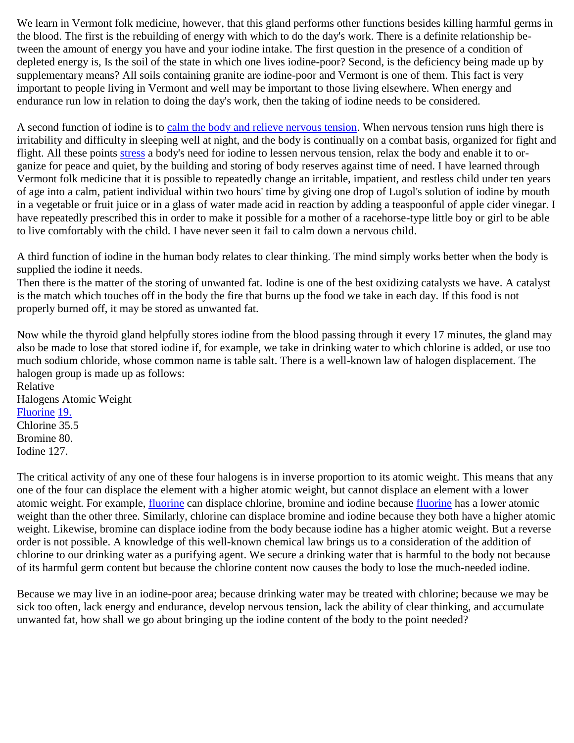We learn in Vermont folk medicine, however, that this gland performs other functions besides killing harmful germs in the blood. The first is the rebuilding of energy with which to do the day's work. There is a definite relationship between the amount of energy you have and your iodine intake. The first question in the presence of a condition of depleted energy is, Is the soil of the state in which one lives iodine-poor? Second, is the deficiency being made up by supplementary means? All soils containing granite are iodine-poor and Vermont is one of them. This fact is very important to people living in Vermont and well may be important to those living elsewhere. When energy and endurance run low in relation to doing the day's work, then the taking of iodine needs to be considered.

A second function of iodine is to calm the body and relieve nervous tension. When nervous tension runs high there is irritability and difficulty in sleeping well at night, and the body is continually on a combat basis, organized for fight and flight. All these points stress a body's need for iodine to lessen nervous tension, relax the body and enable it to organize for peace and quiet, by the building and storing of body reserves against time of need. I have learned through Vermont folk medicine that it is possible to repeatedly change an irritable, impatient, and restless child under ten years of age into a calm, patient individual within two hours' time by giving one drop of Lugol's solution of iodine by mouth in a vegetable or fruit juice or in a glass of water made acid in reaction by adding a teaspoonful of apple cider vinegar. I have repeatedly prescribed this in order to make it possible for a mother of a racehorse-type little boy or girl to be able to live comfortably with the child. I have never seen it fail to calm down a nervous child.

A third function of iodine in the human body relates to clear thinking. The mind simply works better when the body is supplied the iodine it needs.
Then there is the matter of the storing of unwanted fat. Iodine is one of the best oxidizing catalysts we have. A catalyst is the match which touches off in the body the fire that burns up the food we take in each day. If this food is not properly burned off, it may be stored as unwanted fat.

Now while the thyroid gland helpfully stores iodine from the blood passing through it every 17 minutes, the gland may also be made to lose that stored iodine if, for example, we take in drinking water to which chlorine is added, or use too much sodium chloride, whose common name is table salt. There is a well-known law of halogen displacement. The halogen group is made up as follows:

| Halogens | Relative Atomic Weight |
|---|---|
| Fluorine | 19. |
| Chlorine | 35.5 |
| Bromine | 80. |
| Iodine | 127. |

The critical activity of any one of these four halogens is in inverse proportion to its atomic weight. This means that any one of the four can displace the element with a higher atomic weight, but cannot displace an element with a lower atomic weight. For example, fluorine can displace chlorine, bromine and iodine because fluorine has a lower atomic weight than the other three. Similarly, chlorine can displace bromine and iodine because they both have a higher atomic weight. Likewise, bromine can displace iodine from the body because iodine has a higher atomic weight. But a reverse order is not possible. A knowledge of this well-known chemical law brings us to a consideration of the addition of chlorine to our drinking water as a purifying agent. We secure a drinking water that is harmful to the body not because of its harmful germ content but because the chlorine content now causes the body to lose the much-needed iodine.

Because we may live in an iodine-poor area; because drinking water may be treated with chlorine; because we may be sick too often, lack energy and endurance, develop nervous tension, lack the ability of clear thinking, and accumulate unwanted fat, how shall we go about bringing up the iodine content of the body to the point needed?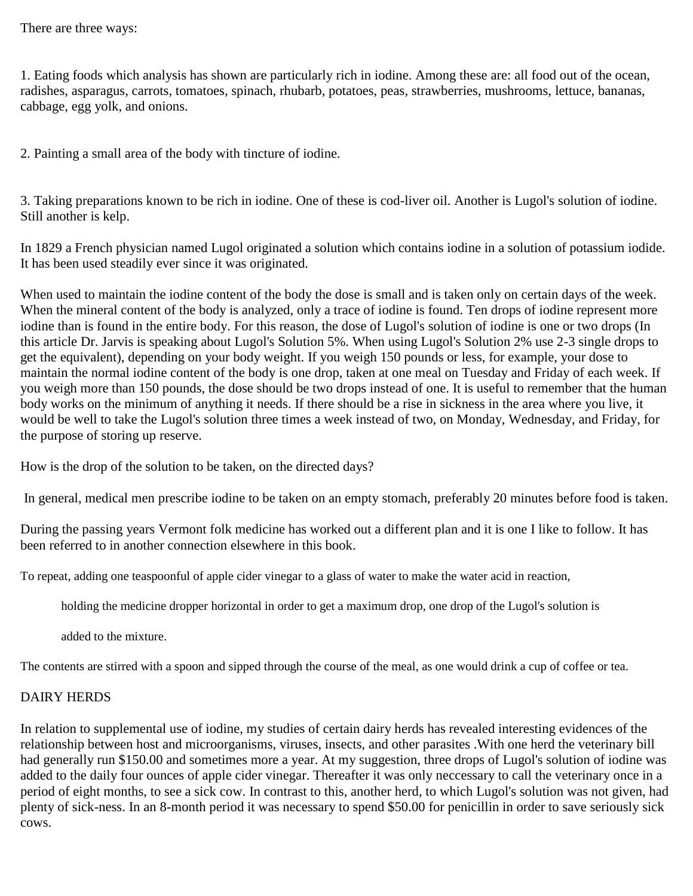There are three ways:

1. Eating foods which analysis has shown are particularly rich in iodine. Among these are: all food out of the ocean, radishes, asparagus, carrots, tomatoes, spinach, rhubarb, potatoes, peas, strawberries, mushrooms, lettuce, bananas, cabbage, egg yolk, and onions.

2. Painting a small area of the body with tincture of iodine.

3. Taking preparations known to be rich in iodine. One of these is cod-liver oil. Another is Lugol's solution of iodine. Still another is kelp.

In 1829 a French physician named Lugol originated a solution which contains iodine in a solution of potassium iodide. It has been used steadily ever since it was originated.

When used to maintain the iodine content of the body the dose is small and is taken only on certain days of the week. When the mineral content of the body is analyzed, only a trace of iodine is found. Ten drops of iodine represent more iodine than is found in the entire body. For this reason, the dose of Lugol's solution of iodine is one or two drops (In this article Dr. Jarvis is speaking about Lugol's Solution 5%. When using Lugol's Solution 2% use 2-3 single drops to get the equivalent), depending on your body weight. If you weigh 150 pounds or less, for example, your dose to maintain the normal iodine content of the body is one drop, taken at one meal on Tuesday and Friday of each week. If you weigh more than 150 pounds, the dose should be two drops instead of one. It is useful to remember that the human body works on the minimum of anything it needs. If there should be a rise in sickness in the area where you live, it would be well to take the Lugol's solution three times a week instead of two, on Monday, Wednesday, and Friday, for the purpose of storing up reserve.

How is the drop of the solution to be taken, on the directed days?

In general, medical men prescribe iodine to be taken on an empty stomach, preferably 20 minutes before food is taken.

During the passing years Vermont folk medicine has worked out a different plan and it is one I like to follow. It has been referred to in another connection elsewhere in this book.

To repeat, adding one teaspoonful of apple cider vinegar to a glass of water to make the water acid in reaction,

holding the medicine dropper horizontal in order to get a maximum drop, one drop of the Lugol's solution is

added to the mixture.

The contents are stirred with a spoon and sipped through the course of the meal, as one would drink a cup of coffee or tea.

## DAIRY HERDS

In relation to supplemental use of iodine, my studies of certain dairy herds has revealed interesting evidences of the relationship between host and microorganisms, viruses, insects, and other parasites .With one herd the veterinary bill had generally run $150.00 and sometimes more a year. At my suggestion, three drops of Lugol's solution of iodine was added to the daily four ounces of apple cider vinegar. Thereafter it was only neccessary to call the veterinary once in a period of eight months, to see a sick cow. In contrast to this, another herd, to which Lugol's solution was not given, had plenty of sick-ness. In an 8-month period it was necessary to spend $50.00 for penicillin in order to save seriously sick cows.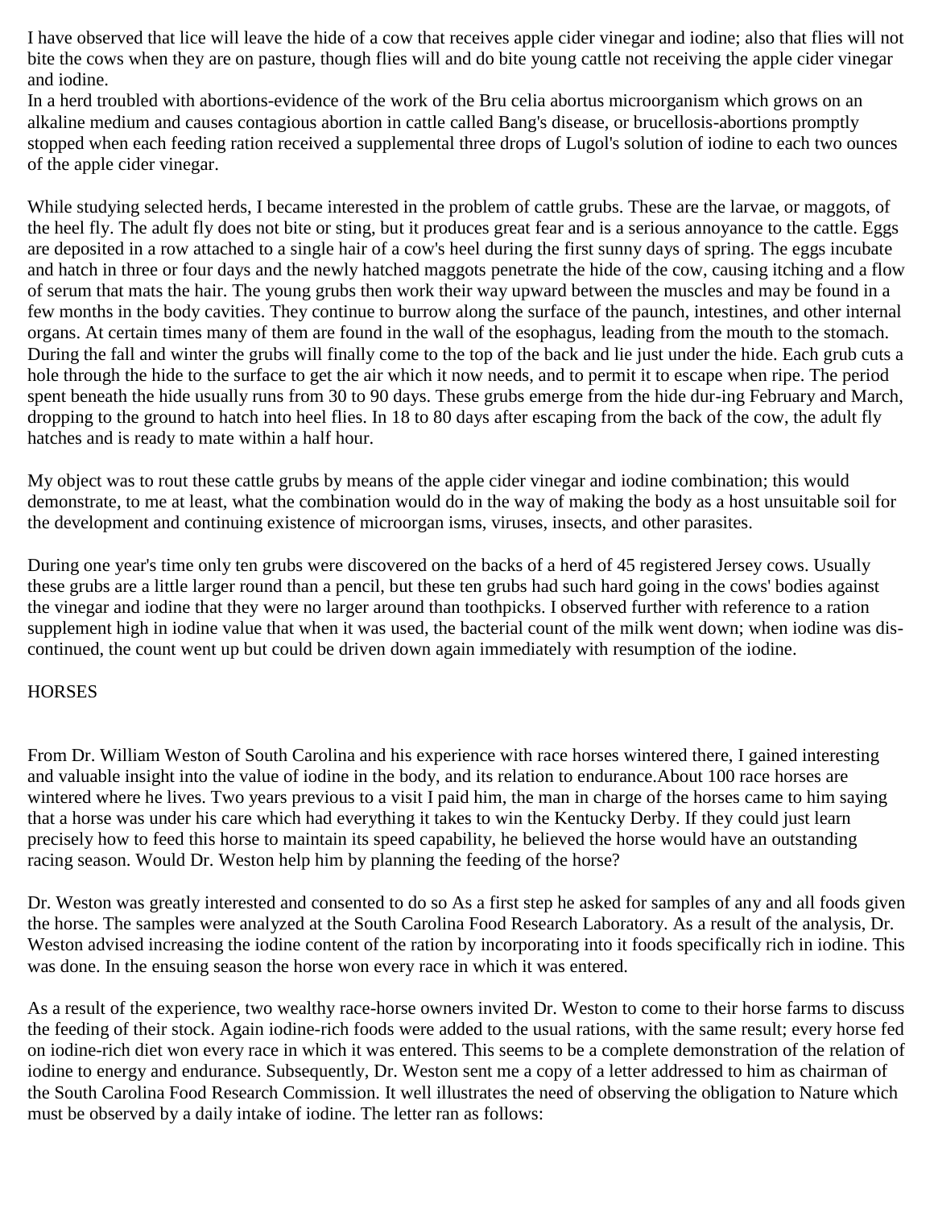I have observed that lice will leave the hide of a cow that receives apple cider vinegar and iodine; also that flies will not bite the cows when they are on pasture, though flies will and do bite young cattle not receiving the apple cider vinegar and iodine.

In a herd troubled with abortions-evidence of the work of the Bru celia abortus microorganism which grows on an alkaline medium and causes contagious abortion in cattle called Bang's disease, or brucellosis-abortions promptly stopped when each feeding ration received a supplemental three drops of Lugol's solution of iodine to each two ounces of the apple cider vinegar.

While studying selected herds, I became interested in the problem of cattle grubs. These are the larvae, or maggots, of the heel fly. The adult fly does not bite or sting, but it produces great fear and is a serious annoyance to the cattle. Eggs are deposited in a row attached to a single hair of a cow's heel during the first sunny days of spring. The eggs incubate and hatch in three or four days and the newly hatched maggots penetrate the hide of the cow, causing itching and a flow of serum that mats the hair. The young grubs then work their way upward between the muscles and may be found in a few months in the body cavities. They continue to burrow along the surface of the paunch, intestines, and other internal organs. At certain times many of them are found in the wall of the esophagus, leading from the mouth to the stomach. During the fall and winter the grubs will finally come to the top of the back and lie just under the hide. Each grub cuts a hole through the hide to the surface to get the air which it now needs, and to permit it to escape when ripe. The period spent beneath the hide usually runs from 30 to 90 days. These grubs emerge from the hide dur-ing February and March, dropping to the ground to hatch into heel flies. In 18 to 80 days after escaping from the back of the cow, the adult fly hatches and is ready to mate within a half hour.

My object was to rout these cattle grubs by means of the apple cider vinegar and iodine combination; this would demonstrate, to me at least, what the combination would do in the way of making the body as a host unsuitable soil for the development and continuing existence of microorgan isms, viruses, insects, and other parasites.

During one year's time only ten grubs were discovered on the backs of a herd of 45 registered Jersey cows. Usually these grubs are a little larger round than a pencil, but these ten grubs had such hard going in the cows' bodies against the vinegar and iodine that they were no larger around than toothpicks. I observed further with reference to a ration supplement high in iodine value that when it was used, the bacterial count of the milk went down; when iodine was dis-continued, the count went up but could be driven down again immediately with resumption of the iodine.

## HORSES

From Dr. William Weston of South Carolina and his experience with race horses wintered there, I gained interesting and valuable insight into the value of iodine in the body, and its relation to endurance.About 100 race horses are wintered where he lives. Two years previous to a visit I paid him, the man in charge of the horses came to him saying that a horse was under his care which had everything it takes to win the Kentucky Derby. If they could just learn precisely how to feed this horse to maintain its speed capability, he believed the horse would have an outstanding racing season. Would Dr. Weston help him by planning the feeding of the horse?

Dr. Weston was greatly interested and consented to do so As a first step he asked for samples of any and all foods given the horse. The samples were analyzed at the South Carolina Food Research Laboratory. As a result of the analysis, Dr. Weston advised increasing the iodine content of the ration by incorporating into it foods specifically rich in iodine. This was done. In the ensuing season the horse won every race in which it was entered.

As a result of the experience, two wealthy race-horse owners invited Dr. Weston to come to their horse farms to discuss the feeding of their stock. Again iodine-rich foods were added to the usual rations, with the same result; every horse fed on iodine-rich diet won every race in which it was entered. This seems to be a complete demonstration of the relation of iodine to energy and endurance. Subsequently, Dr. Weston sent me a copy of a letter addressed to him as chairman of the South Carolina Food Research Commission. It well illustrates the need of observing the obligation to Nature which must be observed by a daily intake of iodine. The letter ran as follows: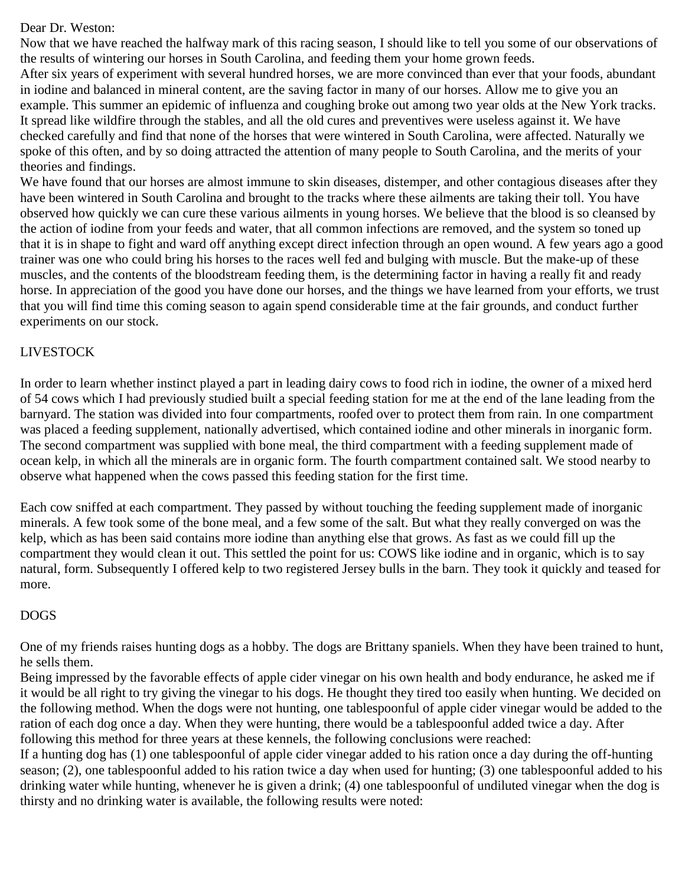Dear Dr. Weston:

Now that we have reached the halfway mark of this racing season, I should like to tell you some of our observations of the results of wintering our horses in South Carolina, and feeding them your home grown feeds.

After six years of experiment with several hundred horses, we are more convinced than ever that your foods, abundant in iodine and balanced in mineral content, are the saving factor in many of our horses. Allow me to give you an example. This summer an epidemic of influenza and coughing broke out among two year olds at the New York tracks. It spread like wildfire through the stables, and all the old cures and preventives were useless against it. We have checked carefully and find that none of the horses that were wintered in South Carolina, were affected. Naturally we spoke of this often, and by so doing attracted the attention of many people to South Carolina, and the merits of your theories and findings.

We have found that our horses are almost immune to skin diseases, distemper, and other contagious diseases after they have been wintered in South Carolina and brought to the tracks where these ailments are taking their toll. You have observed how quickly we can cure these various ailments in young horses. We believe that the blood is so cleansed by the action of iodine from your feeds and water, that all common infections are removed, and the system so toned up that it is in shape to fight and ward off anything except direct infection through an open wound. A few years ago a good trainer was one who could bring his horses to the races well fed and bulging with muscle. But the make-up of these muscles, and the contents of the bloodstream feeding them, is the determining factor in having a really fit and ready horse. In appreciation of the good you have done our horses, and the things we have learned from your efforts, we trust that you will find time this coming season to again spend considerable time at the fair grounds, and conduct further experiments on our stock.

## LIVESTOCK

In order to learn whether instinct played a part in leading dairy cows to food rich in iodine, the owner of a mixed herd of 54 cows which I had previously studied built a special feeding station for me at the end of the lane leading from the barnyard. The station was divided into four compartments, roofed over to protect them from rain. In one compartment was placed a feeding supplement, nationally advertised, which contained iodine and other minerals in inorganic form. The second compartment was supplied with bone meal, the third compartment with a feeding supplement made of ocean kelp, in which all the minerals are in organic form. The fourth compartment contained salt. We stood nearby to observe what happened when the cows passed this feeding station for the first time.

Each cow sniffed at each compartment. They passed by without touching the feeding supplement made of inorganic minerals. A few took some of the bone meal, and a few some of the salt. But what they really converged on was the kelp, which as has been said contains more iodine than anything else that grows. As fast as we could fill up the compartment they would clean it out. This settled the point for us: COWS like iodine and in organic, which is to say natural, form. Subsequently I offered kelp to two registered Jersey bulls in the barn. They took it quickly and teased for more.

## DOGS

One of my friends raises hunting dogs as a hobby. The dogs are Brittany spaniels. When they have been trained to hunt, he sells them.

Being impressed by the favorable effects of apple cider vinegar on his own health and body endurance, he asked me if it would be all right to try giving the vinegar to his dogs. He thought they tired too easily when hunting. We decided on the following method. When the dogs were not hunting, one tablespoonful of apple cider vinegar would be added to the ration of each dog once a day. When they were hunting, there would be a tablespoonful added twice a day. After following this method for three years at these kennels, the following conclusions were reached:

If a hunting dog has (1) one tablespoonful of apple cider vinegar added to his ration once a day during the off-hunting season; (2), one tablespoonful added to his ration twice a day when used for hunting; (3) one tablespoonful added to his drinking water while hunting, whenever he is given a drink; (4) one tablespoonful of undiluted vinegar when the dog is thirsty and no drinking water is available, the following results were noted: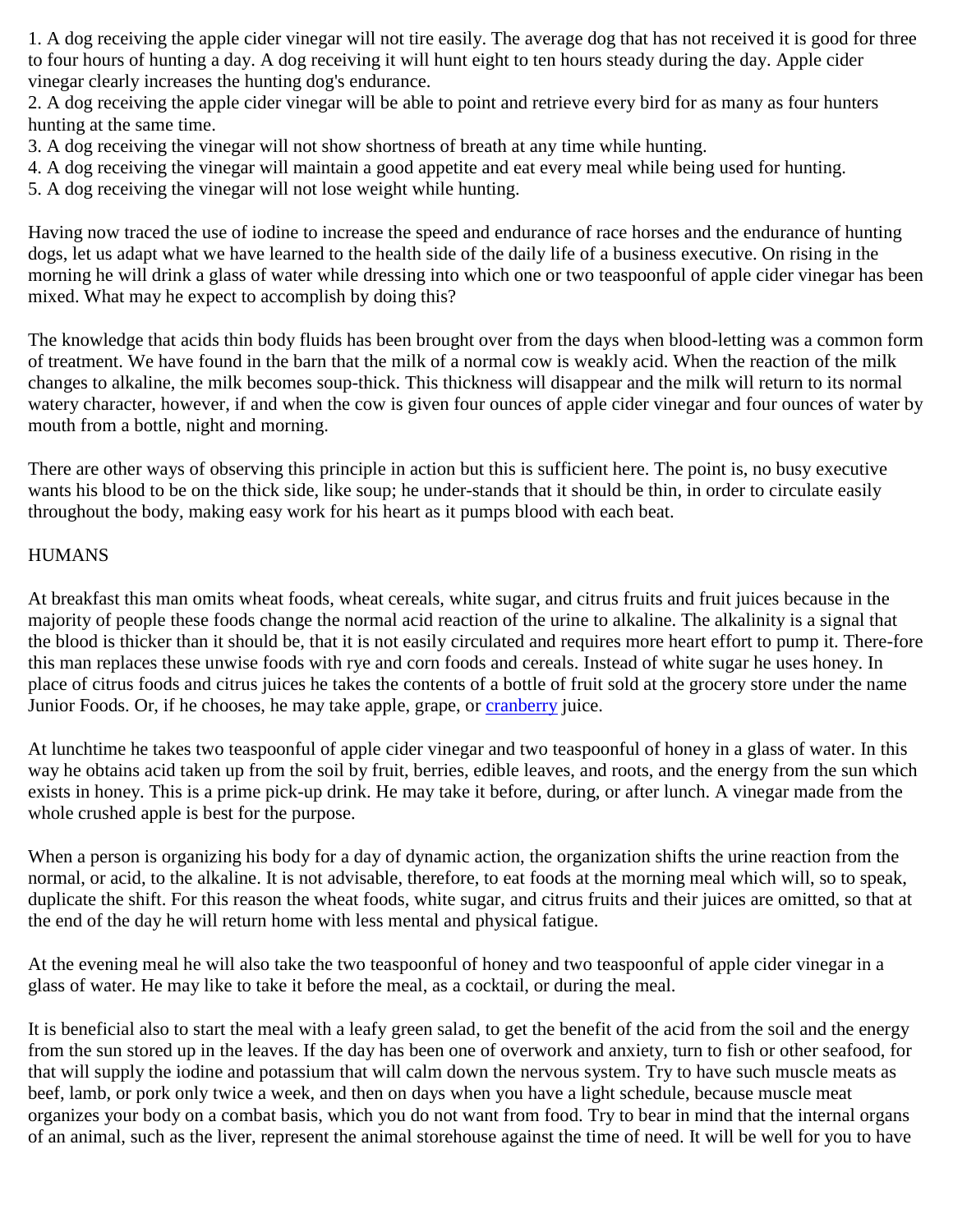1. A dog receiving the apple cider vinegar will not tire easily. The average dog that has not received it is good for three to four hours of hunting a day. A dog receiving it will hunt eight to ten hours steady during the day. Apple cider vinegar clearly increases the hunting dog's endurance.
2. A dog receiving the apple cider vinegar will be able to point and retrieve every bird for as many as four hunters hunting at the same time.
3. A dog receiving the vinegar will not show shortness of breath at any time while hunting.
4. A dog receiving the vinegar will maintain a good appetite and eat every meal while being used for hunting.
5. A dog receiving the vinegar will not lose weight while hunting.

Having now traced the use of iodine to increase the speed and endurance of race horses and the endurance of hunting dogs, let us adapt what we have learned to the health side of the daily life of a business executive. On rising in the morning he will drink a glass of water while dressing into which one or two teaspoonful of apple cider vinegar has been mixed. What may he expect to accomplish by doing this?

The knowledge that acids thin body fluids has been brought over from the days when blood-letting was a common form of treatment. We have found in the barn that the milk of a normal cow is weakly acid. When the reaction of the milk changes to alkaline, the milk becomes soup-thick. This thickness will disappear and the milk will return to its normal watery character, however, if and when the cow is given four ounces of apple cider vinegar and four ounces of water by mouth from a bottle, night and morning.

There are other ways of observing this principle in action but this is sufficient here. The point is, no busy executive wants his blood to be on the thick side, like soup; he under-stands that it should be thin, in order to circulate easily throughout the body, making easy work for his heart as it pumps blood with each beat.

## HUMANS

At breakfast this man omits wheat foods, wheat cereals, white sugar, and citrus fruits and fruit juices because in the majority of people these foods change the normal acid reaction of the urine to alkaline. The alkalinity is a signal that the blood is thicker than it should be, that it is not easily circulated and requires more heart effort to pump it. There-fore this man replaces these unwise foods with rye and corn foods and cereals. Instead of white sugar he uses honey. In place of citrus foods and citrus juices he takes the contents of a bottle of fruit sold at the grocery store under the name Junior Foods. Or, if he chooses, he may take apple, grape, or cranberry juice.

At lunchtime he takes two teaspoonful of apple cider vinegar and two teaspoonful of honey in a glass of water. In this way he obtains acid taken up from the soil by fruit, berries, edible leaves, and roots, and the energy from the sun which exists in honey. This is a prime pick-up drink. He may take it before, during, or after lunch. A vinegar made from the whole crushed apple is best for the purpose.

When a person is organizing his body for a day of dynamic action, the organization shifts the urine reaction from the normal, or acid, to the alkaline. It is not advisable, therefore, to eat foods at the morning meal which will, so to speak, duplicate the shift. For this reason the wheat foods, white sugar, and citrus fruits and their juices are omitted, so that at the end of the day he will return home with less mental and physical fatigue.

At the evening meal he will also take the two teaspoonful of honey and two teaspoonful of apple cider vinegar in a glass of water. He may like to take it before the meal, as a cocktail, or during the meal.

It is beneficial also to start the meal with a leafy green salad, to get the benefit of the acid from the soil and the energy from the sun stored up in the leaves. If the day has been one of overwork and anxiety, turn to fish or other seafood, for that will supply the iodine and potassium that will calm down the nervous system. Try to have such muscle meats as beef, lamb, or pork only twice a week, and then on days when you have a light schedule, because muscle meat organizes your body on a combat basis, which you do not want from food. Try to bear in mind that the internal organs of an animal, such as the liver, represent the animal storehouse against the time of need. It will be well for you to have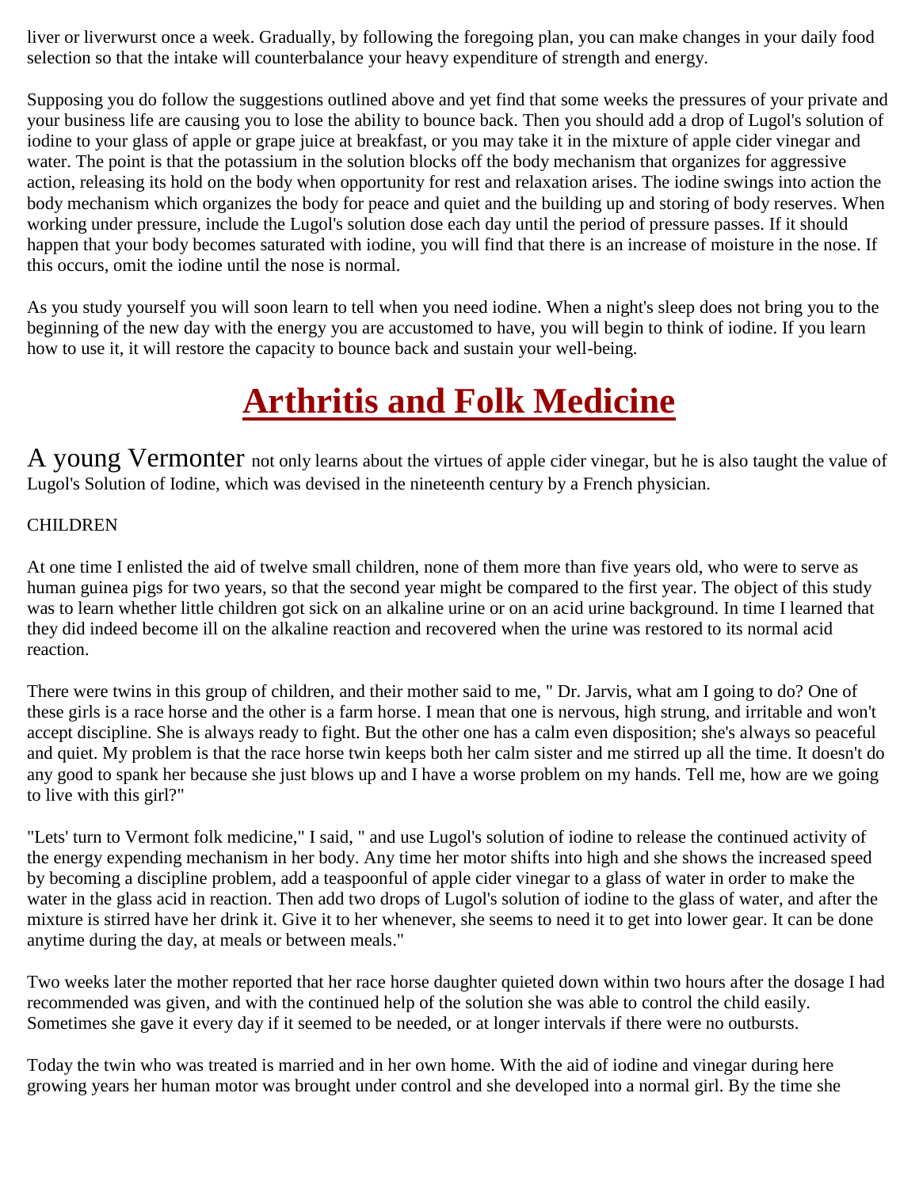liver or liverwurst once a week. Gradually, by following the foregoing plan, you can make changes in your daily food selection so that the intake will counterbalance your heavy expenditure of strength and energy.

Supposing you do follow the suggestions outlined above and yet find that some weeks the pressures of your private and your business life are causing you to lose the ability to bounce back. Then you should add a drop of Lugol's solution of iodine to your glass of apple or grape juice at breakfast, or you may take it in the mixture of apple cider vinegar and water. The point is that the potassium in the solution blocks off the body mechanism that organizes for aggressive action, releasing its hold on the body when opportunity for rest and relaxation arises. The iodine swings into action the body mechanism which organizes the body for peace and quiet and the building up and storing of body reserves. When working under pressure, include the Lugol's solution dose each day until the period of pressure passes. If it should happen that your body becomes saturated with iodine, you will find that there is an increase of moisture in the nose. If this occurs, omit the iodine until the nose is normal.

As you study yourself you will soon learn to tell when you need iodine. When a night's sleep does not bring you to the beginning of the new day with the energy you are accustomed to have, you will begin to think of iodine. If you learn how to use it, it will restore the capacity to bounce back and sustain your well-being.

# Arthritis and Folk Medicine

A young Vermonter not only learns about the virtues of apple cider vinegar, but he is also taught the value of Lugol's Solution of Iodine, which was devised in the nineteenth century by a French physician.

CHILDREN

At one time I enlisted the aid of twelve small children, none of them more than five years old, who were to serve as human guinea pigs for two years, so that the second year might be compared to the first year. The object of this study was to learn whether little children got sick on an alkaline urine or on an acid urine background. In time I learned that they did indeed become ill on the alkaline reaction and recovered when the urine was restored to its normal acid reaction.

There were twins in this group of children, and their mother said to me, " Dr. Jarvis, what am I going to do? One of these girls is a race horse and the other is a farm horse. I mean that one is nervous, high strung, and irritable and won't accept discipline. She is always ready to fight. But the other one has a calm even disposition; she's always so peaceful and quiet. My problem is that the race horse twin keeps both her calm sister and me stirred up all the time. It doesn't do any good to spank her because she just blows up and I have a worse problem on my hands. Tell me, how are we going to live with this girl?"

"Lets' turn to Vermont folk medicine," I said, " and use Lugol's solution of iodine to release the continued activity of the energy expending mechanism in her body. Any time her motor shifts into high and she shows the increased speed by becoming a discipline problem, add a teaspoonful of apple cider vinegar to a glass of water in order to make the water in the glass acid in reaction. Then add two drops of Lugol's solution of iodine to the glass of water, and after the mixture is stirred have her drink it. Give it to her whenever, she seems to need it to get into lower gear. It can be done anytime during the day, at meals or between meals."

Two weeks later the mother reported that her race horse daughter quieted down within two hours after the dosage I had recommended was given, and with the continued help of the solution she was able to control the child easily. Sometimes she gave it every day if it seemed to be needed, or at longer intervals if there were no outbursts.

Today the twin who was treated is married and in her own home. With the aid of iodine and vinegar during here growing years her human motor was brought under control and she developed into a normal girl. By the time she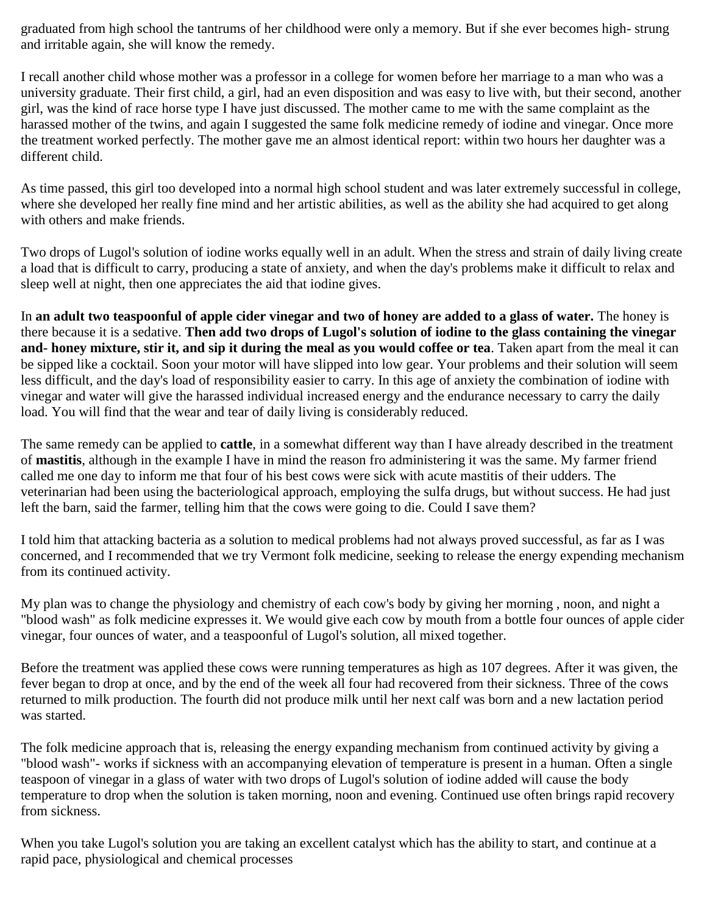graduated from high school the tantrums of her childhood were only a memory. But if she ever becomes high- strung and irritable again, she will know the remedy.

I recall another child whose mother was a professor in a college for women before her marriage to a man who was a university graduate. Their first child, a girl, had an even disposition and was easy to live with, but their second, another girl, was the kind of race horse type I have just discussed. The mother came to me with the same complaint as the harassed mother of the twins, and again I suggested the same folk medicine remedy of iodine and vinegar. Once more the treatment worked perfectly. The mother gave me an almost identical report: within two hours her daughter was a different child.

As time passed, this girl too developed into a normal high school student and was later extremely successful in college, where she developed her really fine mind and her artistic abilities, as well as the ability she had acquired to get along with others and make friends.

Two drops of Lugol's solution of iodine works equally well in an adult. When the stress and strain of daily living create a load that is difficult to carry, producing a state of anxiety, and when the day's problems make it difficult to relax and sleep well at night, then one appreciates the aid that iodine gives.

In **an adult two teaspoonful of apple cider vinegar and two of honey are added to a glass of water.** The honey is there because it is a sedative. **Then add two drops of Lugol's solution of iodine to the glass containing the vinegar and- honey mixture, stir it, and sip it during the meal as you would coffee or tea**. Taken apart from the meal it can be sipped like a cocktail. Soon your motor will have slipped into low gear. Your problems and their solution will seem less difficult, and the day's load of responsibility easier to carry. In this age of anxiety the combination of iodine with vinegar and water will give the harassed individual increased energy and the endurance necessary to carry the daily load. You will find that the wear and tear of daily living is considerably reduced.

The same remedy can be applied to **cattle**, in a somewhat different way than I have already described in the treatment of **mastitis**, although in the example I have in mind the reason fro administering it was the same. My farmer friend called me one day to inform me that four of his best cows were sick with acute mastitis of their udders. The veterinarian had been using the bacteriological approach, employing the sulfa drugs, but without success. He had just left the barn, said the farmer, telling him that the cows were going to die. Could I save them?

I told him that attacking bacteria as a solution to medical problems had not always proved successful, as far as I was concerned, and I recommended that we try Vermont folk medicine, seeking to release the energy expending mechanism from its continued activity.

My plan was to change the physiology and chemistry of each cow's body by giving her morning , noon, and night a "blood wash" as folk medicine expresses it. We would give each cow by mouth from a bottle four ounces of apple cider vinegar, four ounces of water, and a teaspoonful of Lugol's solution, all mixed together.

Before the treatment was applied these cows were running temperatures as high as 107 degrees. After it was given, the fever began to drop at once, and by the end of the week all four had recovered from their sickness. Three of the cows returned to milk production. The fourth did not produce milk until her next calf was born and a new lactation period was started.

The folk medicine approach that is, releasing the energy expanding mechanism from continued activity by giving a "blood wash"- works if sickness with an accompanying elevation of temperature is present in a human. Often a single teaspoon of vinegar in a glass of water with two drops of Lugol's solution of iodine added will cause the body temperature to drop when the solution is taken morning, noon and evening. Continued use often brings rapid recovery from sickness.

When you take Lugol's solution you are taking an excellent catalyst which has the ability to start, and continue at a rapid pace, physiological and chemical processes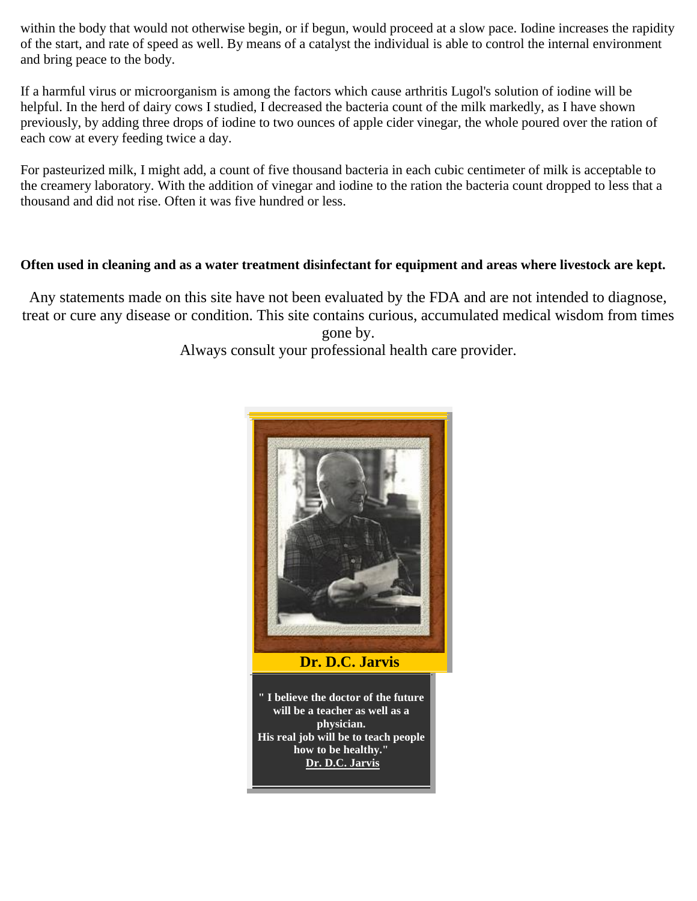within the body that would not otherwise begin, or if begun, would proceed at a slow pace. Iodine increases the rapidity of the start, and rate of speed as well. By means of a catalyst the individual is able to control the internal environment and bring peace to the body.

If a harmful virus or microorganism is among the factors which cause arthritis Lugol's solution of iodine will be helpful. In the herd of dairy cows I studied, I decreased the bacteria count of the milk markedly, as I have shown previously, by adding three drops of iodine to two ounces of apple cider vinegar, the whole poured over the ration of each cow at every feeding twice a day.

For pasteurized milk, I might add, a count of five thousand bacteria in each cubic centimeter of milk is acceptable to the creamery laboratory. With the addition of vinegar and iodine to the ration the bacteria count dropped to less that a thousand and did not rise. Often it was five hundred or less.

**Often used in cleaning and as a water treatment disinfectant for equipment and areas where livestock are kept.**

Any statements made on this site have not been evaluated by the FDA and are not intended to diagnose, treat or cure any disease or condition. This site contains curious, accumulated medical wisdom from times gone by.
Always consult your professional health care provider.

**Dr. D.C. Jarvis**

**" I believe the doctor of the future will be a teacher as well as a physician.
His real job will be to teach people how to be healthy."**
**Dr. D.C. Jarvis**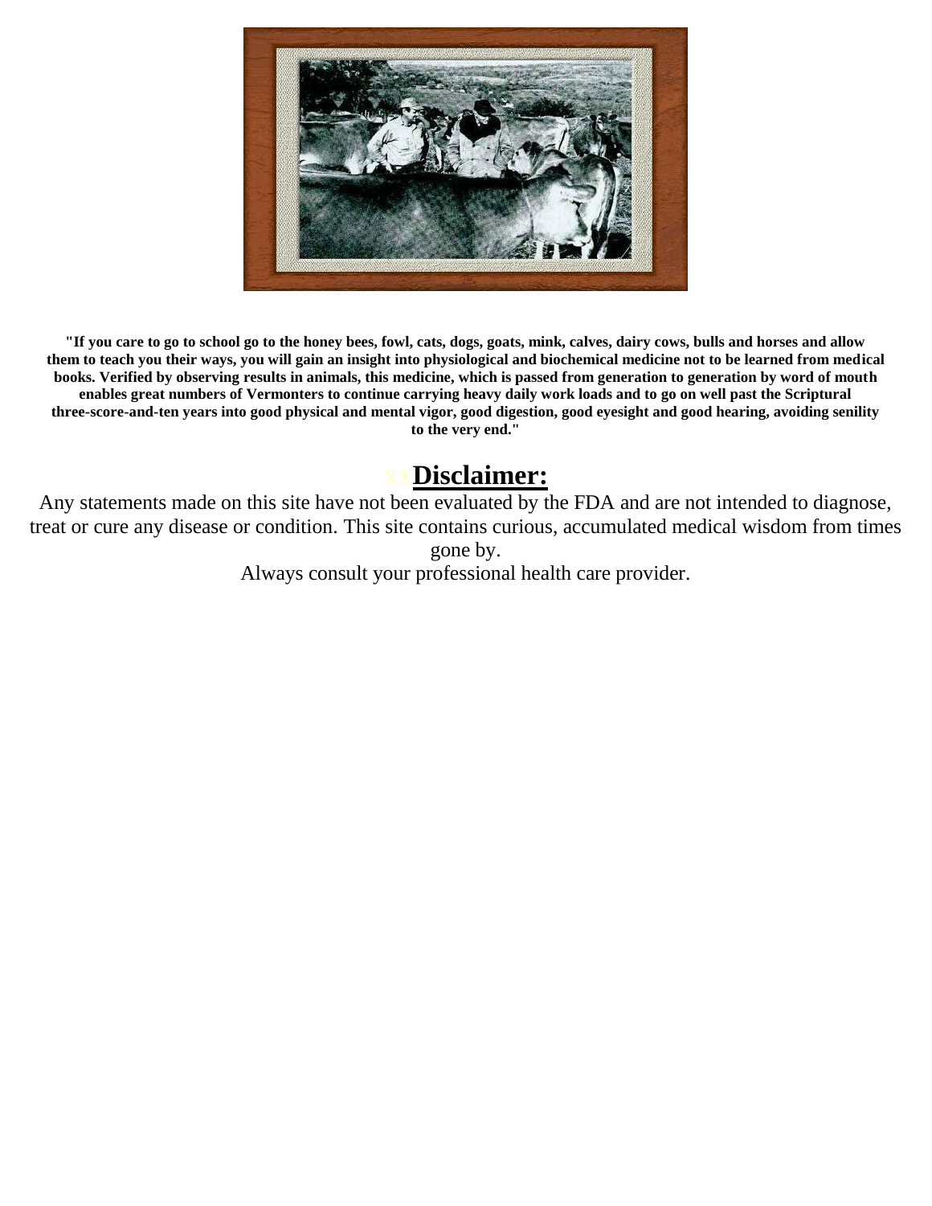**"If you care to go to school go to the honey bees, fowl, cats, dogs, goats, mink, calves, dairy cows, bulls and horses and allow them to teach you their ways, you will gain an insight into physiological and biochemical medicine not to be learned from medical books. Verified by observing results in animals, this medicine, which is passed from generation to generation by word of mouth enables great numbers of Vermonters to continue carrying heavy daily work loads and to go on well past the Scriptural three-score-and-ten years into good physical and mental vigor, good digestion, good eyesight and good hearing, avoiding senility to the very end."**

## Disclaimer:

Any statements made on this site have not been evaluated by the FDA and are not intended to diagnose, treat or cure any disease or condition. This site contains curious, accumulated medical wisdom from times gone by.

Always consult your professional health care provider.